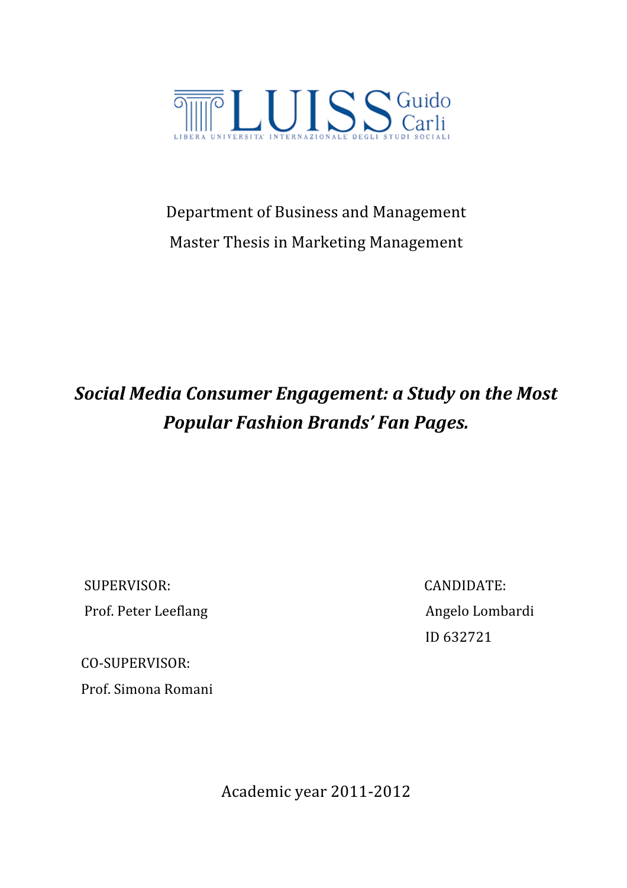LUISS Guido Carli

LIBERA UNIVERSITA' INTERNAZIONALE DEGLI STUDI SOCIALI

Department of Business and Management

Master Thesis in Marketing Management

# *Social Media Consumer Engagement: a Study on the Most Popular Fashion Brands' Fan Pages.*

SUPERVISOR:

Prof. Peter Leeflang

CO-SUPERVISOR:

Prof. Simona Romani

CANDIDATE:

Angelo Lombardi

ID 632721

Academic year 2011-2012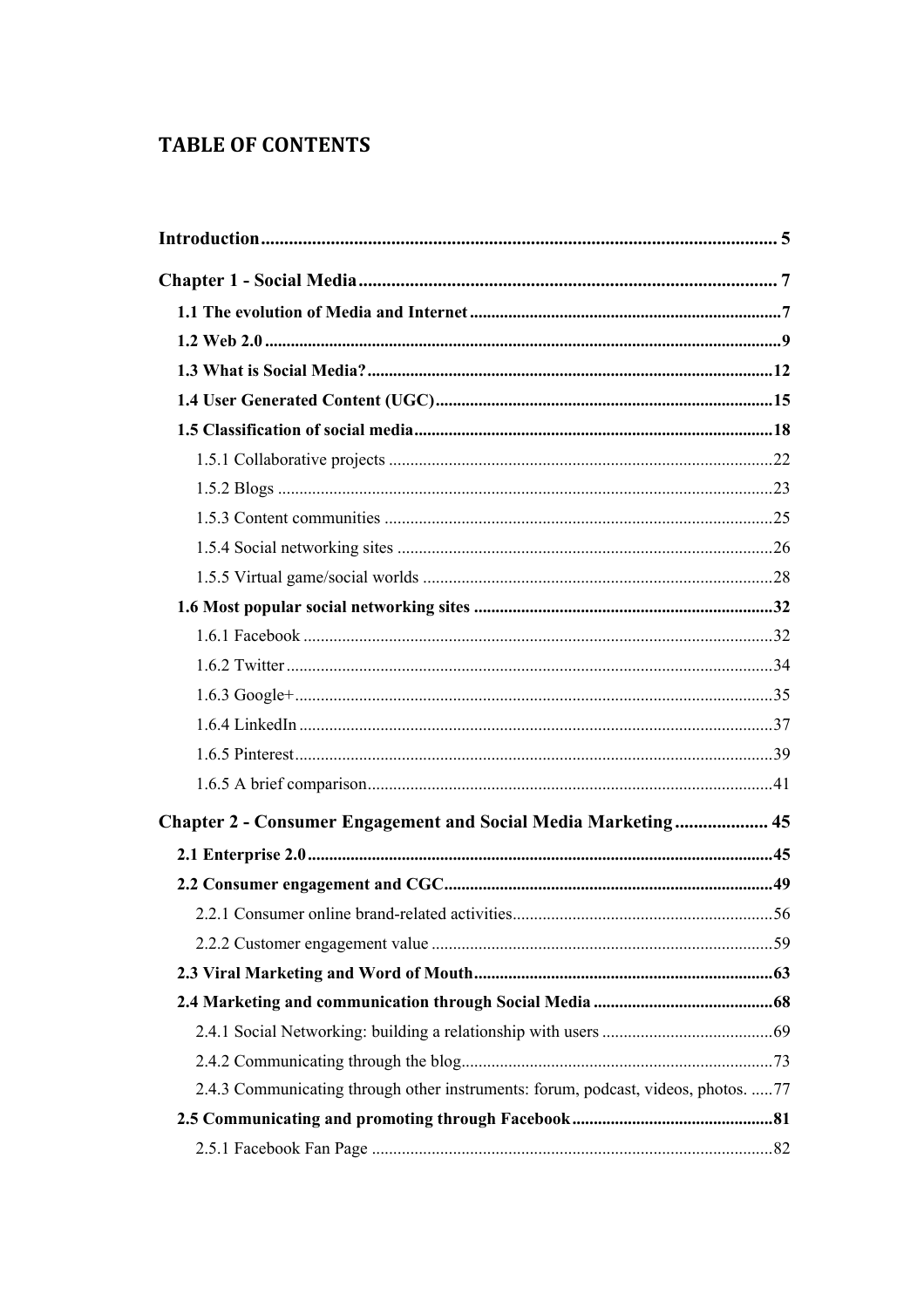# TABLE OF CONTENTS

**Introduction** ................................................................ 5

**Chapter 1 - Social Media** ................................................................ 7

**1.1 The evolution of Media and Internet** ................................................................ 7

**1.2 Web 2.0** ................................................................ 9

**1.3 What is Social Media?** ................................................................ 12

**1.4 User Generated Content (UGC)** ................................................................ 15

**1.5 Classification of social media** ................................................................ 18

1.5.1 Collaborative projects ................................................................ 22

1.5.2 Blogs ................................................................ 23

1.5.3 Content communities ................................................................ 25

1.5.4 Social networking sites ................................................................ 26

1.5.5 Virtual game/social worlds ................................................................ 28

**1.6 Most popular social networking sites** ................................................................ 32

1.6.1 Facebook ................................................................ 32

1.6.2 Twitter ................................................................ 34

1.6.3 Google+ ................................................................ 35

1.6.4 LinkedIn ................................................................ 37

1.6.5 Pinterest ................................................................ 39

1.6.5 A brief comparison ................................................................ 41

**Chapter 2 - Consumer Engagement and Social Media Marketing** .................... 45

**2.1 Enterprise 2.0** ................................................................ 45

**2.2 Consumer engagement and CGC** ................................................................ 49

2.2.1 Consumer online brand-related activities ................................................................ 56

2.2.2 Customer engagement value ................................................................ 59

**2.3 Viral Marketing and Word of Mouth** ................................................................ 63

**2.4 Marketing and communication through Social Media** ................................................................ 68

2.4.1 Social Networking: building a relationship with users ................................................................ 69

2.4.2 Communicating through the blog ................................................................ 73

2.4.3 Communicating through other instruments: forum, podcast, videos, photos. ..... 77

**2.5 Communicating and promoting through Facebook** ................................................................ 81

2.5.1 Facebook Fan Page ................................................................ 82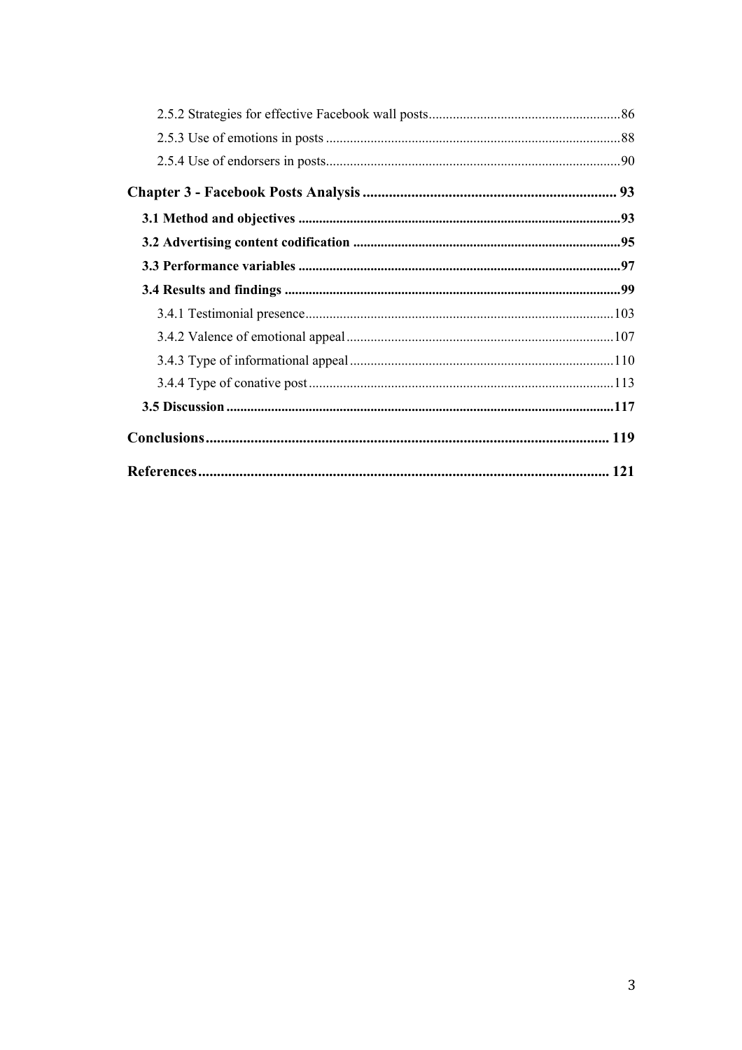2.5.2 Strategies for effective Facebook wall posts ........................................................ 86

2.5.3 Use of emotions in posts ........................................................................................ 88

2.5.4 Use of endorsers in posts ........................................................................................ 90

**Chapter 3 - Facebook Posts Analysis ........................................................................ 93**

**3.1 Method and objectives ............................................................................................ 93**

**3.2 Advertising content codification ............................................................................ 95**

**3.3 Performance variables ............................................................................................ 97**

**3.4 Results and findings ................................................................................................ 99**

3.4.1 Testimonial presence ............................................................................................ 103

3.4.2 Valence of emotional appeal ................................................................................ 107

3.4.3 Type of informational appeal ................................................................................ 110

3.4.4 Type of conative post ............................................................................................ 113

**3.5 Discussion ............................................................................................................... 117**

**Conclusions ............................................................................................................... 119**

**References ................................................................................................................. 121**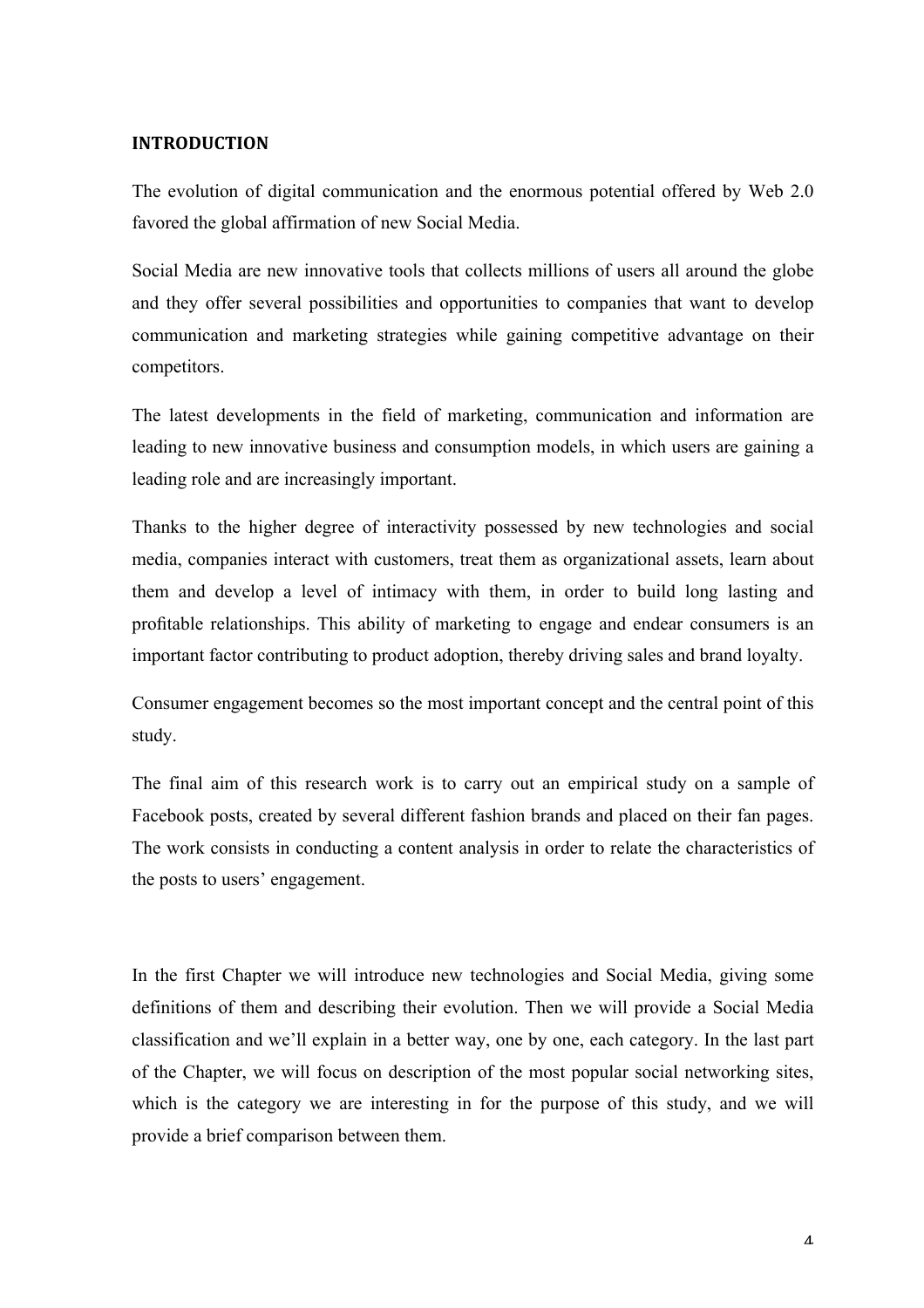## INTRODUCTION

The evolution of digital communication and the enormous potential offered by Web 2.0 favored the global affirmation of new Social Media.

Social Media are new innovative tools that collects millions of users all around the globe and they offer several possibilities and opportunities to companies that want to develop communication and marketing strategies while gaining competitive advantage on their competitors.

The latest developments in the field of marketing, communication and information are leading to new innovative business and consumption models, in which users are gaining a leading role and are increasingly important.

Thanks to the higher degree of interactivity possessed by new technologies and social media, companies interact with customers, treat them as organizational assets, learn about them and develop a level of intimacy with them, in order to build long lasting and profitable relationships. This ability of marketing to engage and endear consumers is an important factor contributing to product adoption, thereby driving sales and brand loyalty.

Consumer engagement becomes so the most important concept and the central point of this study.

The final aim of this research work is to carry out an empirical study on a sample of Facebook posts, created by several different fashion brands and placed on their fan pages. The work consists in conducting a content analysis in order to relate the characteristics of the posts to users' engagement.

In the first Chapter we will introduce new technologies and Social Media, giving some definitions of them and describing their evolution. Then we will provide a Social Media classification and we'll explain in a better way, one by one, each category. In the last part of the Chapter, we will focus on description of the most popular social networking sites, which is the category we are interesting in for the purpose of this study, and we will provide a brief comparison between them.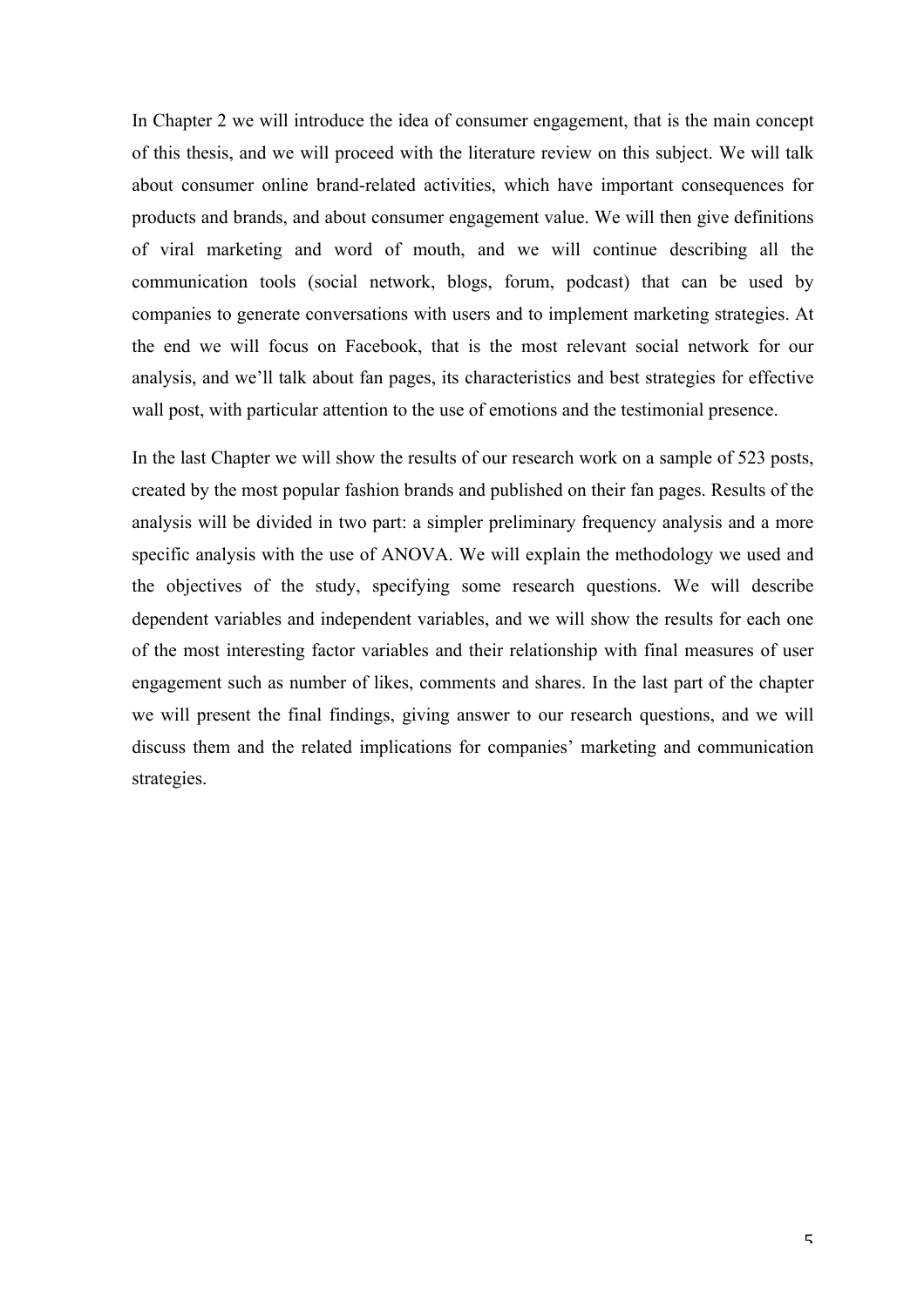In Chapter 2 we will introduce the idea of consumer engagement, that is the main concept of this thesis, and we will proceed with the literature review on this subject. We will talk about consumer online brand-related activities, which have important consequences for products and brands, and about consumer engagement value. We will then give definitions of viral marketing and word of mouth, and we will continue describing all the communication tools (social network, blogs, forum, podcast) that can be used by companies to generate conversations with users and to implement marketing strategies. At the end we will focus on Facebook, that is the most relevant social network for our analysis, and we'll talk about fan pages, its characteristics and best strategies for effective wall post, with particular attention to the use of emotions and the testimonial presence.

In the last Chapter we will show the results of our research work on a sample of 523 posts, created by the most popular fashion brands and published on their fan pages. Results of the analysis will be divided in two part: a simpler preliminary frequency analysis and a more specific analysis with the use of ANOVA. We will explain the methodology we used and the objectives of the study, specifying some research questions. We will describe dependent variables and independent variables, and we will show the results for each one of the most interesting factor variables and their relationship with final measures of user engagement such as number of likes, comments and shares. In the last part of the chapter we will present the final findings, giving answer to our research questions, and we will discuss them and the related implications for companies' marketing and communication strategies.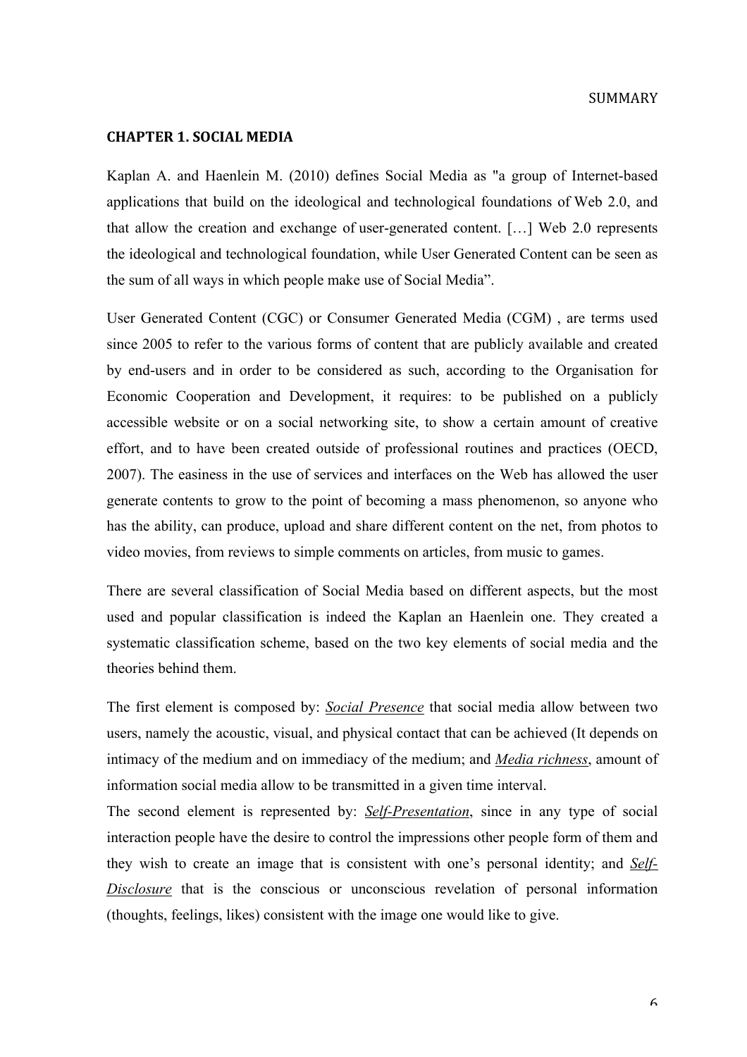## CHAPTER 1. SOCIAL MEDIA

Kaplan A. and Haenlein M. (2010) defines Social Media as "a group of Internet-based applications that build on the ideological and technological foundations of Web 2.0, and that allow the creation and exchange of user-generated content. […] Web 2.0 represents the ideological and technological foundation, while User Generated Content can be seen as the sum of all ways in which people make use of Social Media".

User Generated Content (CGC) or Consumer Generated Media (CGM) , are terms used since 2005 to refer to the various forms of content that are publicly available and created by end-users and in order to be considered as such, according to the Organisation for Economic Cooperation and Development, it requires: to be published on a publicly accessible website or on a social networking site, to show a certain amount of creative effort, and to have been created outside of professional routines and practices (OECD, 2007). The easiness in the use of services and interfaces on the Web has allowed the user generate contents to grow to the point of becoming a mass phenomenon, so anyone who has the ability, can produce, upload and share different content on the net, from photos to video movies, from reviews to simple comments on articles, from music to games.

There are several classification of Social Media based on different aspects, but the most used and popular classification is indeed the Kaplan an Haenlein one. They created a systematic classification scheme, based on the two key elements of social media and the theories behind them.

The first element is composed by: ***Social Presence*** that social media allow between two users, namely the acoustic, visual, and physical contact that can be achieved (It depends on intimacy of the medium and on immediacy of the medium; and ***Media richness***, amount of information social media allow to be transmitted in a given time interval.

The second element is represented by: ***Self-Presentation***, since in any type of social interaction people have the desire to control the impressions other people form of them and they wish to create an image that is consistent with one's personal identity; and ***Self-Disclosure*** that is the conscious or unconscious revelation of personal information (thoughts, feelings, likes) consistent with the image one would like to give.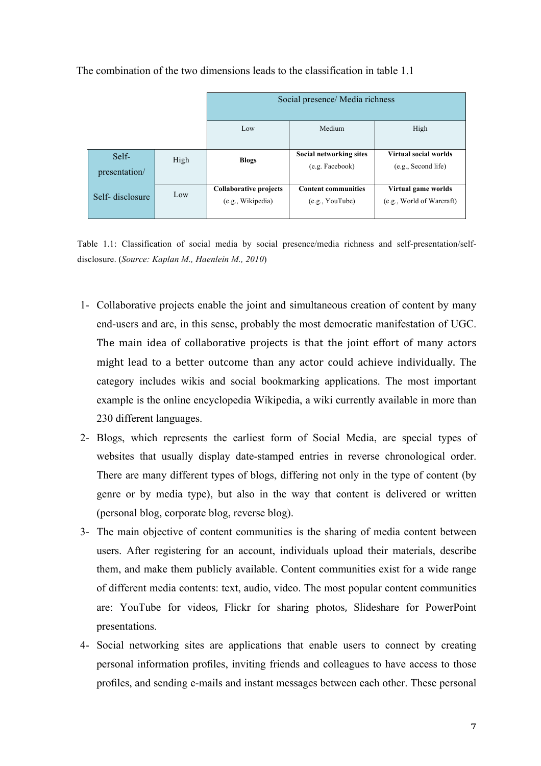The combination of the two dimensions leads to the classification in table 1.1

| | | Social presence/ Media richness | | |
|---|---|---|---|---|
| | | Low | Medium | High |
| Self-presentation/ Self- disclosure | High | **Blogs** | **Social networking sites** (e.g. Facebook) | **Virtual social worlds** (e.g., Second life) |
| | Low | **Collaborative projects** (e.g., Wikipedia) | **Content communities** (e.g., YouTube) | **Virtual game worlds** (e.g., World of Warcraft) |

Table 1.1: Classification of social media by social presence/media richness and self-presentation/self-disclosure. (*Source: Kaplan M., Haenlein M., 2010*)

1- Collaborative projects enable the joint and simultaneous creation of content by many end-users and are, in this sense, probably the most democratic manifestation of UGC. The main idea of collaborative projects is that the joint effort of many actors might lead to a better outcome than any actor could achieve individually. The category includes wikis and social bookmarking applications. The most important example is the online encyclopedia Wikipedia, a wiki currently available in more than 230 different languages.

2- Blogs, which represents the earliest form of Social Media, are special types of websites that usually display date-stamped entries in reverse chronological order. There are many different types of blogs, differing not only in the type of content (by genre or by media type), but also in the way that content is delivered or written (personal blog, corporate blog, reverse blog).

3- The main objective of content communities is the sharing of media content between users. After registering for an account, individuals upload their materials, describe them, and make them publicly available. Content communities exist for a wide range of different media contents: text, audio, video. The most popular content communities are: YouTube for videos, Flickr for sharing photos, Slideshare for PowerPoint presentations.

4- Social networking sites are applications that enable users to connect by creating personal information profiles, inviting friends and colleagues to have access to those profiles, and sending e-mails and instant messages between each other. These personal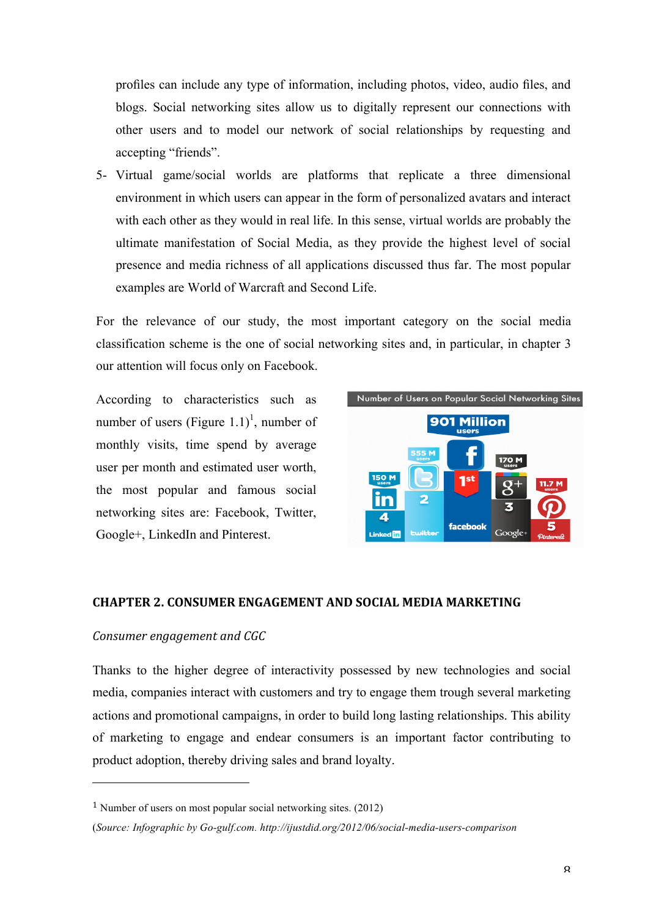profiles can include any type of information, including photos, video, audio files, and blogs. Social networking sites allow us to digitally represent our connections with other users and to model our network of social relationships by requesting and accepting “friends”.

5- Virtual game/social worlds are platforms that replicate a three dimensional environment in which users can appear in the form of personalized avatars and interact with each other as they would in real life. In this sense, virtual worlds are probably the ultimate manifestation of Social Media, as they provide the highest level of social presence and media richness of all applications discussed thus far. The most popular examples are World of Warcraft and Second Life.

For the relevance of our study, the most important category on the social media classification scheme is the one of social networking sites and, in particular, in chapter 3 our attention will focus only on Facebook.

According to characteristics such as number of users (Figure 1.1)[1], number of monthly visits, time spend by average user per month and estimated user worth, the most popular and famous social networking sites are: Facebook, Twitter, Google+, LinkedIn and Pinterest.

## CHAPTER 2. CONSUMER ENGAGEMENT AND SOCIAL MEDIA MARKETING

*Consumer engagement and CGC*

Thanks to the higher degree of interactivity possessed by new technologies and social media, companies interact with customers and try to engage them trough several marketing actions and promotional campaigns, in order to build long lasting relationships. This ability of marketing to engage and endear consumers is an important factor contributing to product adoption, thereby driving sales and brand loyalty.

---

[1] Number of users on most popular social networking sites. (2012)

(*Source: Infographic by Go-gulf.com. http://ijustdid.org/2012/06/social-media-users-comparison*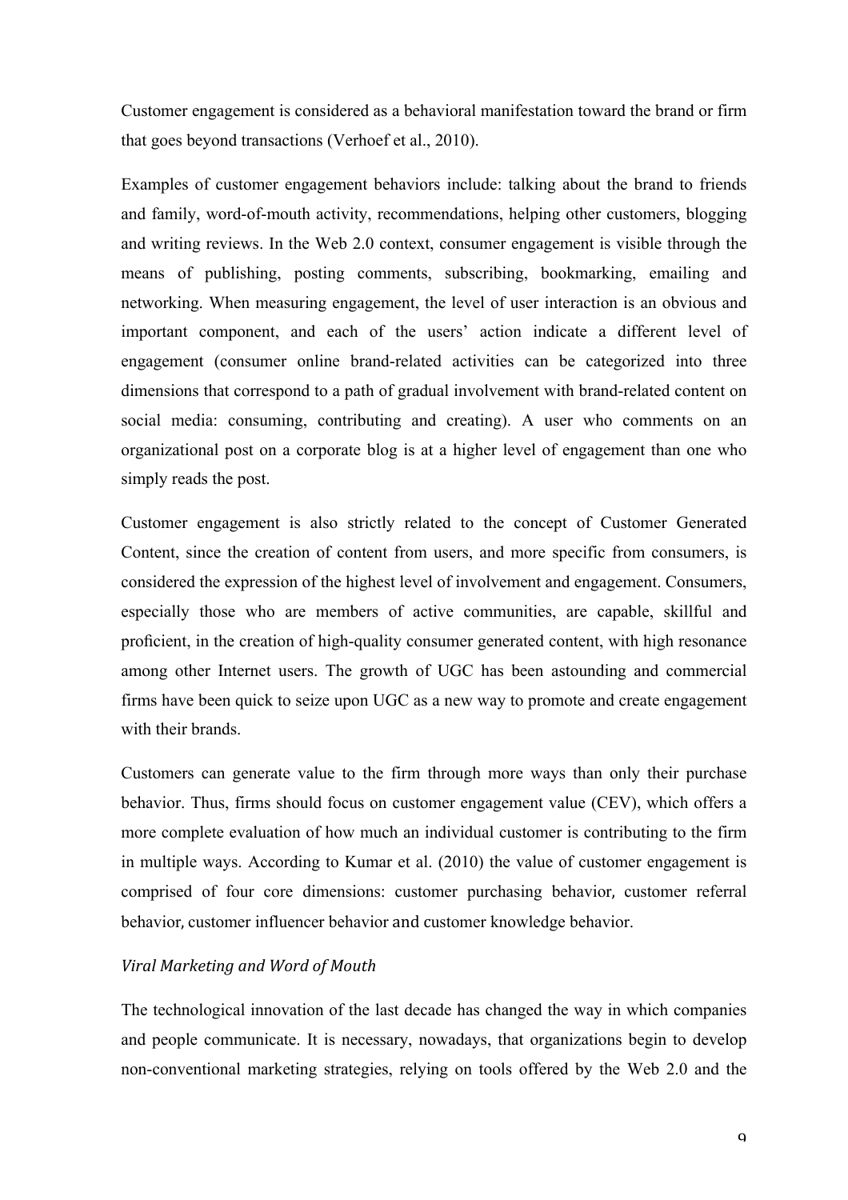Customer engagement is considered as a behavioral manifestation toward the brand or firm that goes beyond transactions (Verhoef et al., 2010).

Examples of customer engagement behaviors include: talking about the brand to friends and family, word-of-mouth activity, recommendations, helping other customers, blogging and writing reviews. In the Web 2.0 context, consumer engagement is visible through the means of publishing, posting comments, subscribing, bookmarking, emailing and networking. When measuring engagement, the level of user interaction is an obvious and important component, and each of the users' action indicate a different level of engagement (consumer online brand-related activities can be categorized into three dimensions that correspond to a path of gradual involvement with brand-related content on social media: consuming, contributing and creating). A user who comments on an organizational post on a corporate blog is at a higher level of engagement than one who simply reads the post.

Customer engagement is also strictly related to the concept of Customer Generated Content, since the creation of content from users, and more specific from consumers, is considered the expression of the highest level of involvement and engagement. Consumers, especially those who are members of active communities, are capable, skillful and proficient, in the creation of high-quality consumer generated content, with high resonance among other Internet users. The growth of UGC has been astounding and commercial firms have been quick to seize upon UGC as a new way to promote and create engagement with their brands.

Customers can generate value to the firm through more ways than only their purchase behavior. Thus, firms should focus on customer engagement value (CEV), which offers a more complete evaluation of how much an individual customer is contributing to the firm in multiple ways. According to Kumar et al. (2010) the value of customer engagement is comprised of four core dimensions: customer purchasing behavior, customer referral behavior, customer influencer behavior and customer knowledge behavior.

### *Viral Marketing and Word of Mouth*

The technological innovation of the last decade has changed the way in which companies and people communicate. It is necessary, nowadays, that organizations begin to develop non-conventional marketing strategies, relying on tools offered by the Web 2.0 and the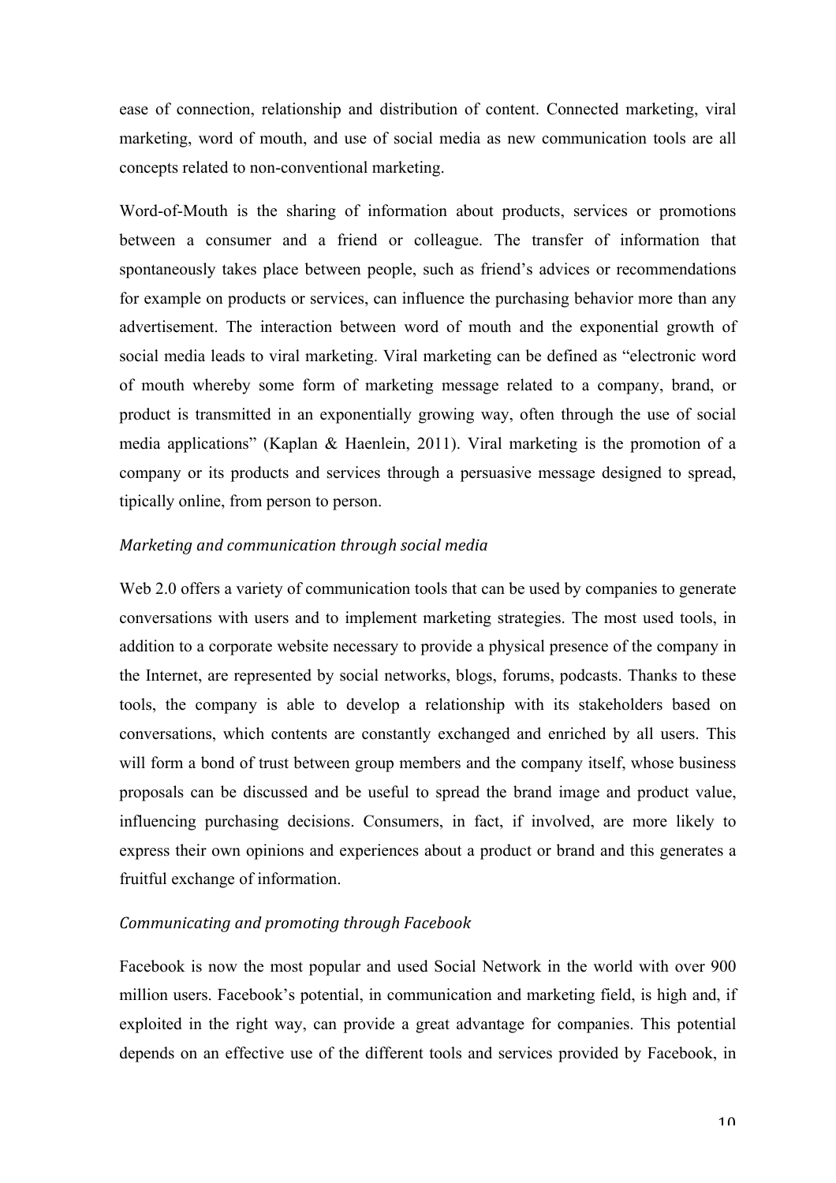ease of connection, relationship and distribution of content. Connected marketing, viral marketing, word of mouth, and use of social media as new communication tools are all concepts related to non-conventional marketing.

Word-of-Mouth is the sharing of information about products, services or promotions between a consumer and a friend or colleague. The transfer of information that spontaneously takes place between people, such as friend's advices or recommendations for example on products or services, can influence the purchasing behavior more than any advertisement. The interaction between word of mouth and the exponential growth of social media leads to viral marketing. Viral marketing can be defined as "electronic word of mouth whereby some form of marketing message related to a company, brand, or product is transmitted in an exponentially growing way, often through the use of social media applications" (Kaplan & Haenlein, 2011). Viral marketing is the promotion of a company or its products and services through a persuasive message designed to spread, tipically online, from person to person.

*Marketing and communication through social media*

Web 2.0 offers a variety of communication tools that can be used by companies to generate conversations with users and to implement marketing strategies. The most used tools, in addition to a corporate website necessary to provide a physical presence of the company in the Internet, are represented by social networks, blogs, forums, podcasts. Thanks to these tools, the company is able to develop a relationship with its stakeholders based on conversations, which contents are constantly exchanged and enriched by all users. This will form a bond of trust between group members and the company itself, whose business proposals can be discussed and be useful to spread the brand image and product value, influencing purchasing decisions. Consumers, in fact, if involved, are more likely to express their own opinions and experiences about a product or brand and this generates a fruitful exchange of information.

*Communicating and promoting through Facebook*

Facebook is now the most popular and used Social Network in the world with over 900 million users. Facebook's potential, in communication and marketing field, is high and, if exploited in the right way, can provide a great advantage for companies. This potential depends on an effective use of the different tools and services provided by Facebook, in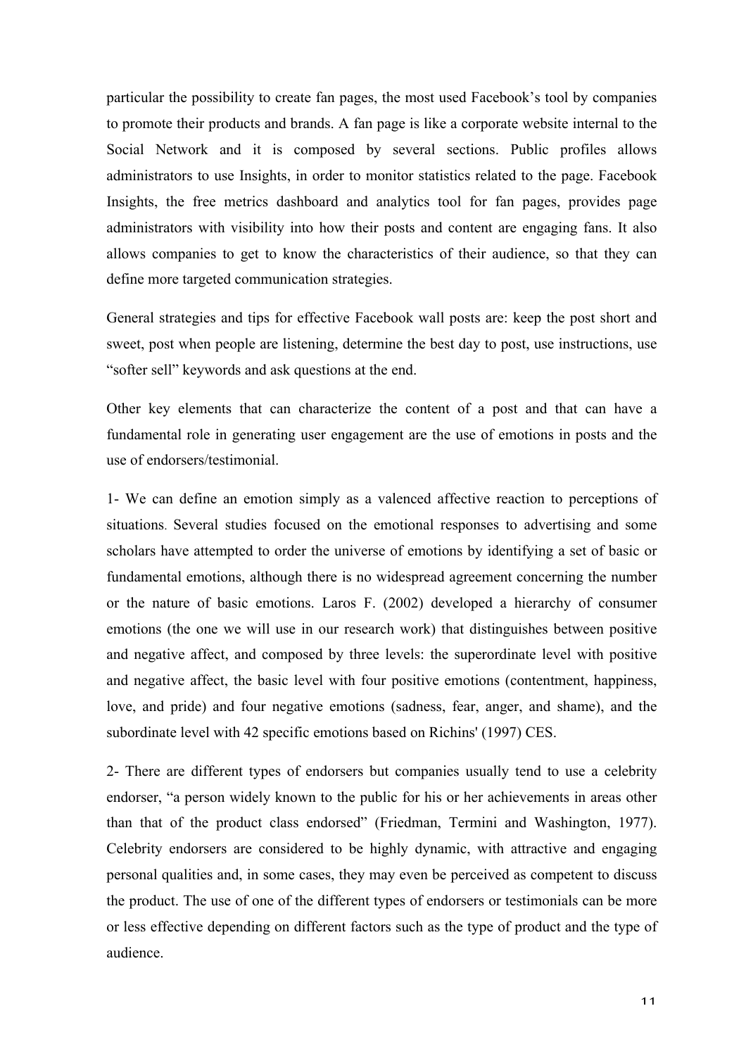particular the possibility to create fan pages, the most used Facebook's tool by companies to promote their products and brands. A fan page is like a corporate website internal to the Social Network and it is composed by several sections. Public profiles allows administrators to use Insights, in order to monitor statistics related to the page. Facebook Insights, the free metrics dashboard and analytics tool for fan pages, provides page administrators with visibility into how their posts and content are engaging fans. It also allows companies to get to know the characteristics of their audience, so that they can define more targeted communication strategies.

General strategies and tips for effective Facebook wall posts are: keep the post short and sweet, post when people are listening, determine the best day to post, use instructions, use "softer sell" keywords and ask questions at the end.

Other key elements that can characterize the content of a post and that can have a fundamental role in generating user engagement are the use of emotions in posts and the use of endorsers/testimonial.

1- We can define an emotion simply as a valenced affective reaction to perceptions of situations. Several studies focused on the emotional responses to advertising and some scholars have attempted to order the universe of emotions by identifying a set of basic or fundamental emotions, although there is no widespread agreement concerning the number or the nature of basic emotions. Laros F. (2002) developed a hierarchy of consumer emotions (the one we will use in our research work) that distinguishes between positive and negative affect, and composed by three levels: the superordinate level with positive and negative affect, the basic level with four positive emotions (contentment, happiness, love, and pride) and four negative emotions (sadness, fear, anger, and shame), and the subordinate level with 42 specific emotions based on Richins' (1997) CES.

2- There are different types of endorsers but companies usually tend to use a celebrity endorser, "a person widely known to the public for his or her achievements in areas other than that of the product class endorsed" (Friedman, Termini and Washington, 1977). Celebrity endorsers are considered to be highly dynamic, with attractive and engaging personal qualities and, in some cases, they may even be perceived as competent to discuss the product. The use of one of the different types of endorsers or testimonials can be more or less effective depending on different factors such as the type of product and the type of audience.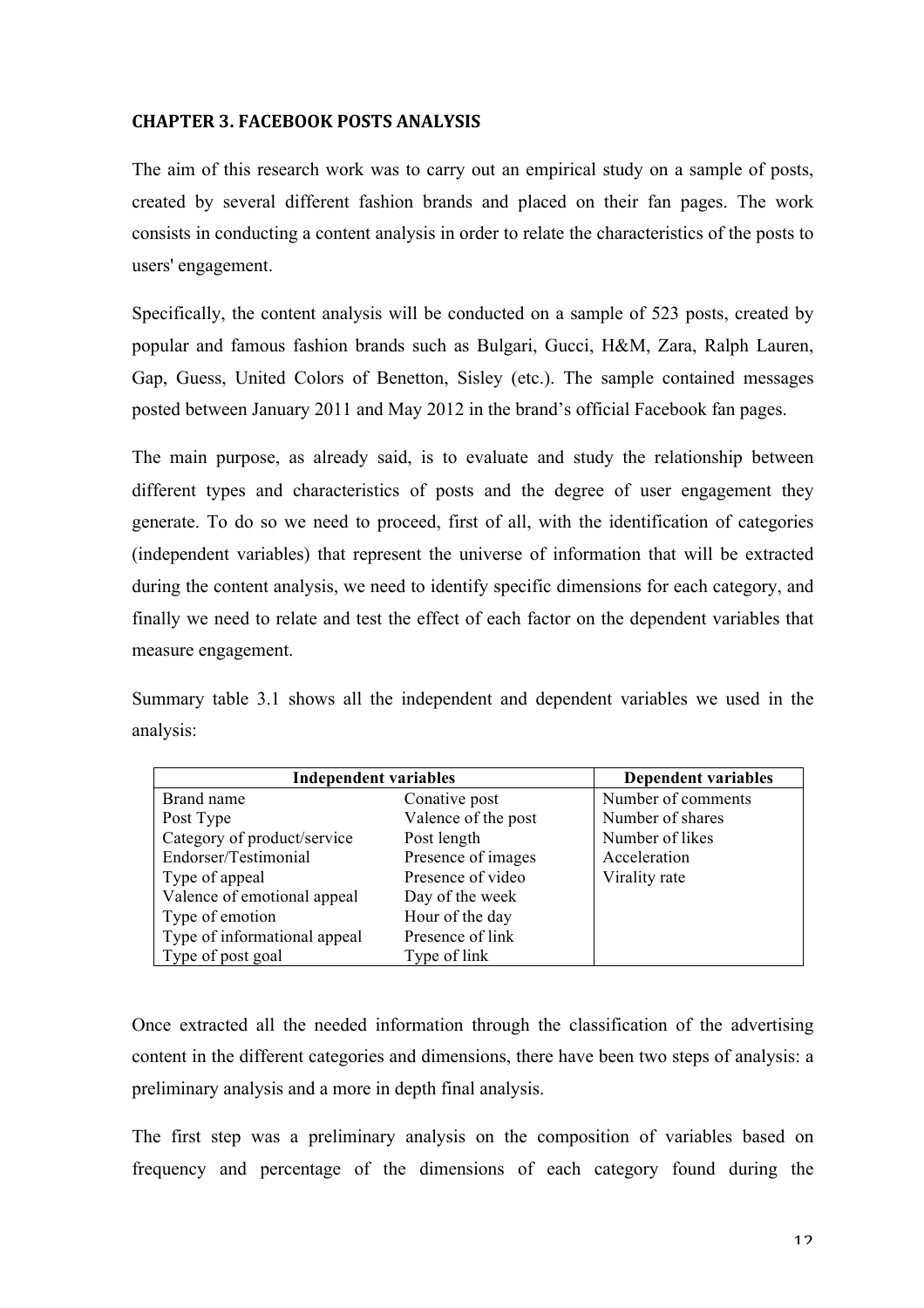# CHAPTER 3. FACEBOOK POSTS ANALYSIS

The aim of this research work was to carry out an empirical study on a sample of posts, created by several different fashion brands and placed on their fan pages. The work consists in conducting a content analysis in order to relate the characteristics of the posts to users' engagement.

Specifically, the content analysis will be conducted on a sample of 523 posts, created by popular and famous fashion brands such as Bulgari, Gucci, H&M, Zara, Ralph Lauren, Gap, Guess, United Colors of Benetton, Sisley (etc.). The sample contained messages posted between January 2011 and May 2012 in the brand's official Facebook fan pages.

The main purpose, as already said, is to evaluate and study the relationship between different types and characteristics of posts and the degree of user engagement they generate. To do so we need to proceed, first of all, with the identification of categories (independent variables) that represent the universe of information that will be extracted during the content analysis, we need to identify specific dimensions for each category, and finally we need to relate and test the effect of each factor on the dependent variables that measure engagement.

Summary table 3.1 shows all the independent and dependent variables we used in the analysis:

| Independent variables | | Dependent variables |
|---|---|---|
| Brand name | Conative post | Number of comments |
| Post Type | Valence of the post | Number of shares |
| Category of product/service | Post length | Number of likes |
| Endorser/Testimonial | Presence of images | Acceleration |
| Type of appeal | Presence of video | Virality rate |
| Valence of emotional appeal | Day of the week | |
| Type of emotion | Hour of the day | |
| Type of informational appeal | Presence of link | |
| Type of post goal | Type of link | |

Once extracted all the needed information through the classification of the advertising content in the different categories and dimensions, there have been two steps of analysis: a preliminary analysis and a more in depth final analysis.

The first step was a preliminary analysis on the composition of variables based on frequency and percentage of the dimensions of each category found during the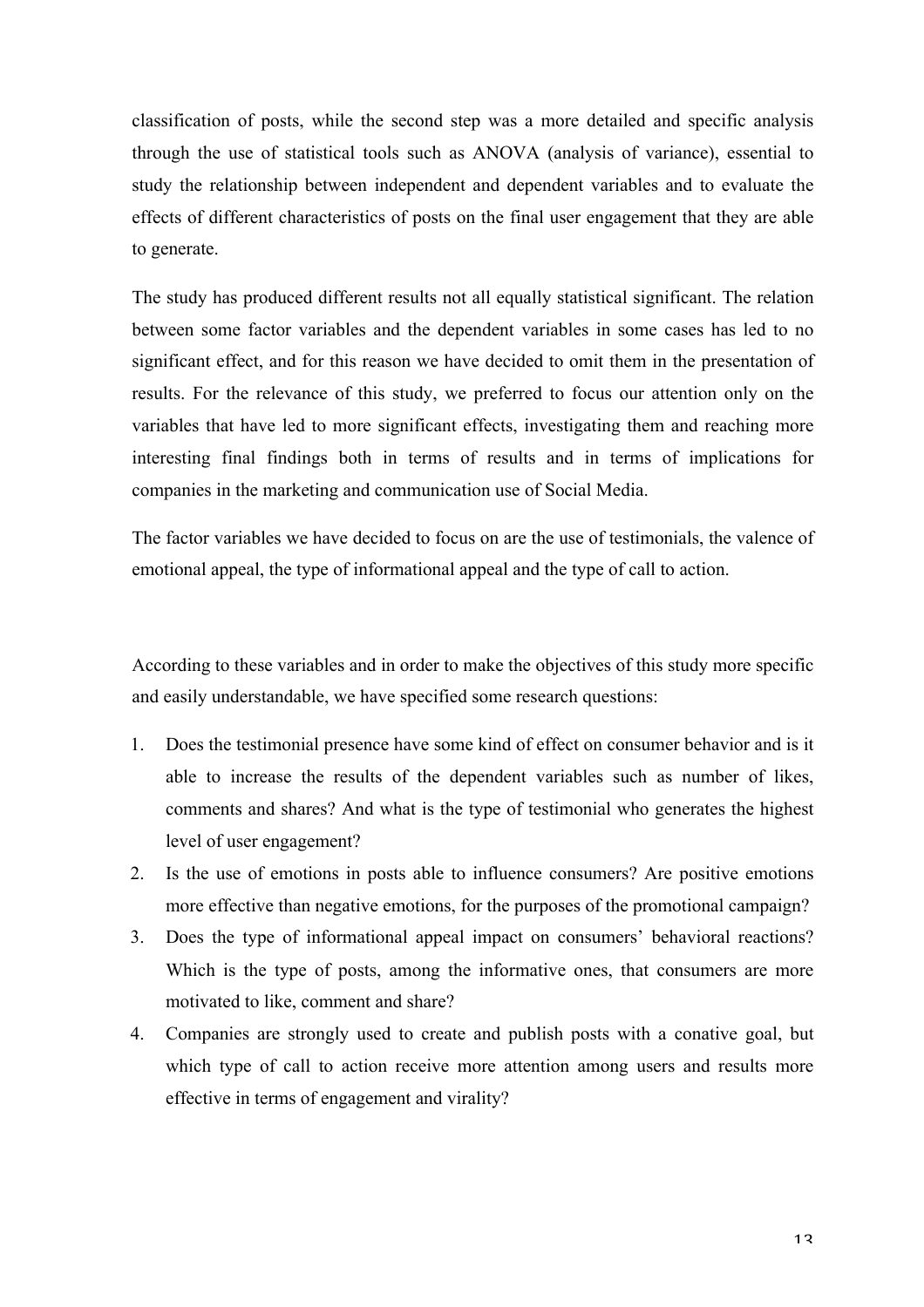classification of posts, while the second step was a more detailed and specific analysis through the use of statistical tools such as ANOVA (analysis of variance), essential to study the relationship between independent and dependent variables and to evaluate the effects of different characteristics of posts on the final user engagement that they are able to generate.

The study has produced different results not all equally statistical significant. The relation between some factor variables and the dependent variables in some cases has led to no significant effect, and for this reason we have decided to omit them in the presentation of results. For the relevance of this study, we preferred to focus our attention only on the variables that have led to more significant effects, investigating them and reaching more interesting final findings both in terms of results and in terms of implications for companies in the marketing and communication use of Social Media.

The factor variables we have decided to focus on are the use of testimonials, the valence of emotional appeal, the type of informational appeal and the type of call to action.

According to these variables and in order to make the objectives of this study more specific and easily understandable, we have specified some research questions:

1. Does the testimonial presence have some kind of effect on consumer behavior and is it able to increase the results of the dependent variables such as number of likes, comments and shares? And what is the type of testimonial who generates the highest level of user engagement?
2. Is the use of emotions in posts able to influence consumers? Are positive emotions more effective than negative emotions, for the purposes of the promotional campaign?
3. Does the type of informational appeal impact on consumers' behavioral reactions? Which is the type of posts, among the informative ones, that consumers are more motivated to like, comment and share?
4. Companies are strongly used to create and publish posts with a conative goal, but which type of call to action receive more attention among users and results more effective in terms of engagement and virality?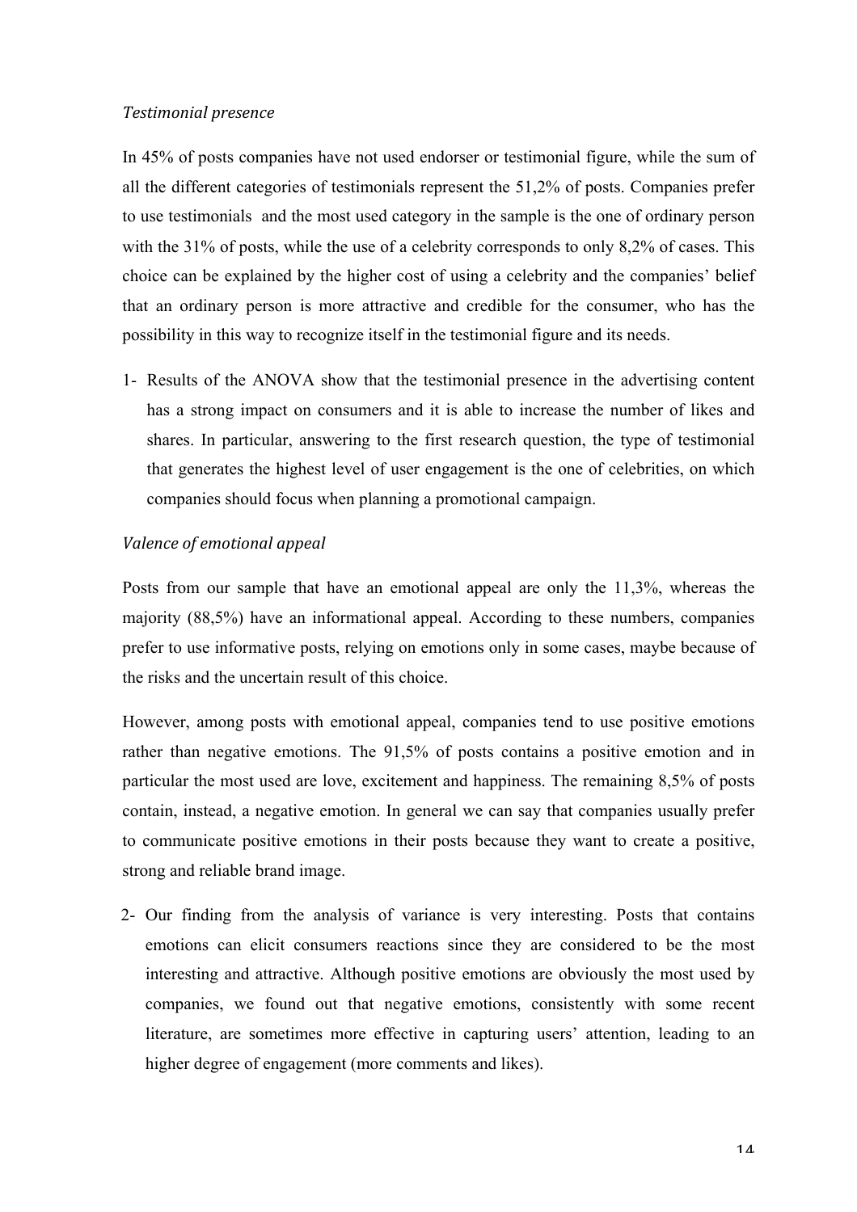*Testimonial presence*

In 45% of posts companies have not used endorser or testimonial figure, while the sum of all the different categories of testimonials represent the 51,2% of posts. Companies prefer to use testimonials  and the most used category in the sample is the one of ordinary person with the 31% of posts, while the use of a celebrity corresponds to only 8,2% of cases. This choice can be explained by the higher cost of using a celebrity and the companies' belief that an ordinary person is more attractive and credible for the consumer, who has the possibility in this way to recognize itself in the testimonial figure and its needs.

1- Results of the ANOVA show that the testimonial presence in the advertising content has a strong impact on consumers and it is able to increase the number of likes and shares. In particular, answering to the first research question, the type of testimonial that generates the highest level of user engagement is the one of celebrities, on which companies should focus when planning a promotional campaign.

*Valence of emotional appeal*

Posts from our sample that have an emotional appeal are only the 11,3%, whereas the majority (88,5%) have an informational appeal. According to these numbers, companies prefer to use informative posts, relying on emotions only in some cases, maybe because of the risks and the uncertain result of this choice.

However, among posts with emotional appeal, companies tend to use positive emotions rather than negative emotions. The 91,5% of posts contains a positive emotion and in particular the most used are love, excitement and happiness. The remaining 8,5% of posts contain, instead, a negative emotion. In general we can say that companies usually prefer to communicate positive emotions in their posts because they want to create a positive, strong and reliable brand image.

2- Our finding from the analysis of variance is very interesting. Posts that contains emotions can elicit consumers reactions since they are considered to be the most interesting and attractive. Although positive emotions are obviously the most used by companies, we found out that negative emotions, consistently with some recent literature, are sometimes more effective in capturing users' attention, leading to an higher degree of engagement (more comments and likes).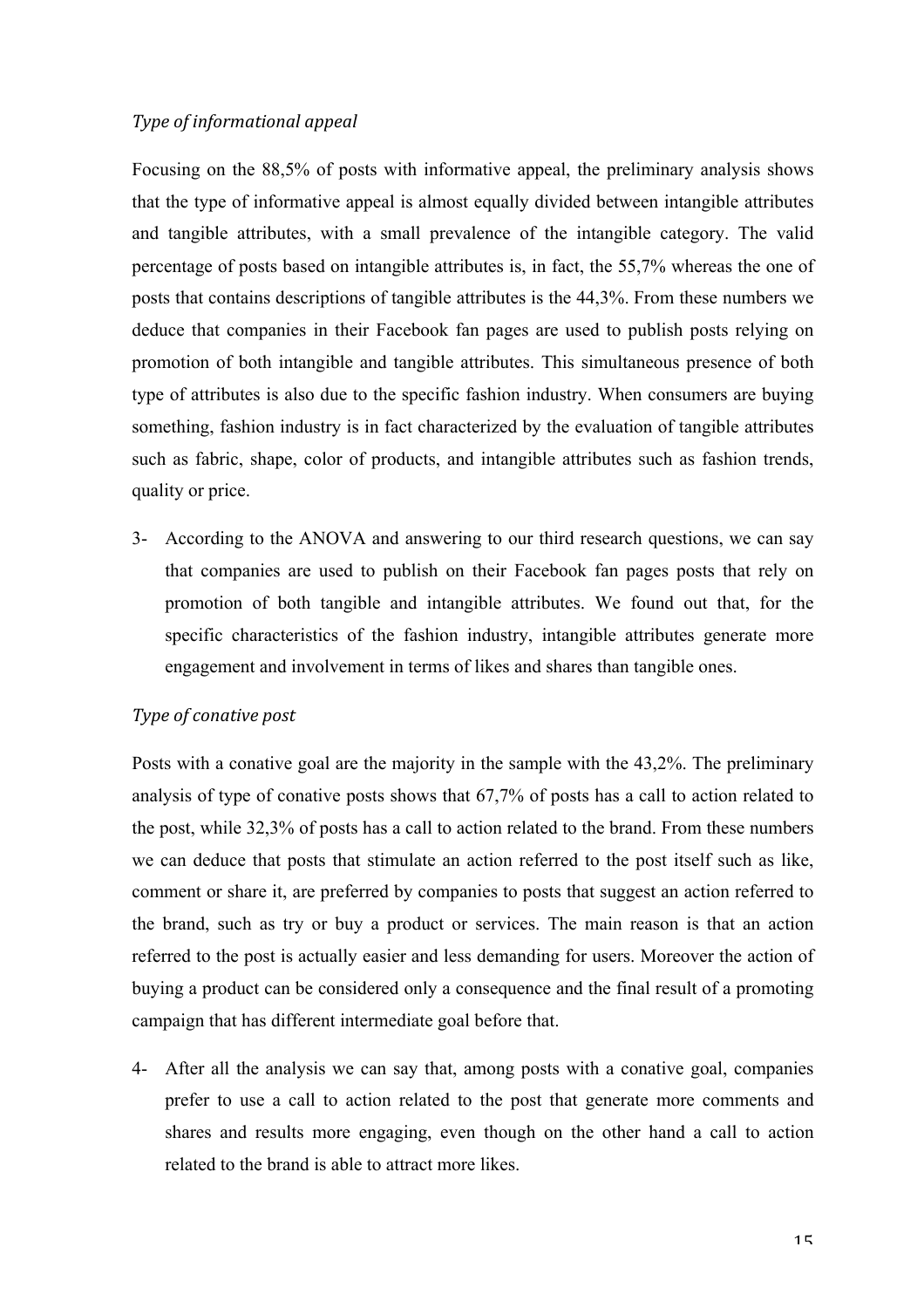*Type of informational appeal*

Focusing on the 88,5% of posts with informative appeal, the preliminary analysis shows that the type of informative appeal is almost equally divided between intangible attributes and tangible attributes, with a small prevalence of the intangible category. The valid percentage of posts based on intangible attributes is, in fact, the 55,7% whereas the one of posts that contains descriptions of tangible attributes is the 44,3%. From these numbers we deduce that companies in their Facebook fan pages are used to publish posts relying on promotion of both intangible and tangible attributes. This simultaneous presence of both type of attributes is also due to the specific fashion industry. When consumers are buying something, fashion industry is in fact characterized by the evaluation of tangible attributes such as fabric, shape, color of products, and intangible attributes such as fashion trends, quality or price.

3- According to the ANOVA and answering to our third research questions, we can say that companies are used to publish on their Facebook fan pages posts that rely on promotion of both tangible and intangible attributes. We found out that, for the specific characteristics of the fashion industry, intangible attributes generate more engagement and involvement in terms of likes and shares than tangible ones.

*Type of conative post*

Posts with a conative goal are the majority in the sample with the 43,2%. The preliminary analysis of type of conative posts shows that 67,7% of posts has a call to action related to the post, while 32,3% of posts has a call to action related to the brand. From these numbers we can deduce that posts that stimulate an action referred to the post itself such as like, comment or share it, are preferred by companies to posts that suggest an action referred to the brand, such as try or buy a product or services. The main reason is that an action referred to the post is actually easier and less demanding for users. Moreover the action of buying a product can be considered only a consequence and the final result of a promoting campaign that has different intermediate goal before that.

4- After all the analysis we can say that, among posts with a conative goal, companies prefer to use a call to action related to the post that generate more comments and shares and results more engaging, even though on the other hand a call to action related to the brand is able to attract more likes.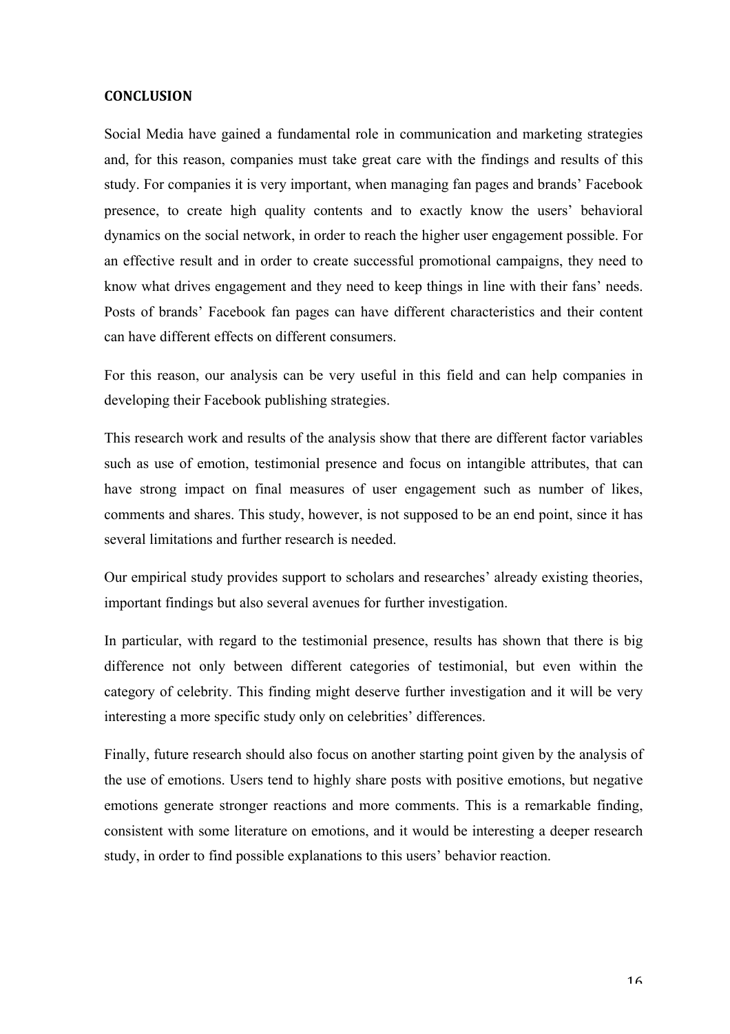**CONCLUSION**

Social Media have gained a fundamental role in communication and marketing strategies and, for this reason, companies must take great care with the findings and results of this study. For companies it is very important, when managing fan pages and brands' Facebook presence, to create high quality contents and to exactly know the users' behavioral dynamics on the social network, in order to reach the higher user engagement possible. For an effective result and in order to create successful promotional campaigns, they need to know what drives engagement and they need to keep things in line with their fans' needs. Posts of brands' Facebook fan pages can have different characteristics and their content can have different effects on different consumers.

For this reason, our analysis can be very useful in this field and can help companies in developing their Facebook publishing strategies.

This research work and results of the analysis show that there are different factor variables such as use of emotion, testimonial presence and focus on intangible attributes, that can have strong impact on final measures of user engagement such as number of likes, comments and shares. This study, however, is not supposed to be an end point, since it has several limitations and further research is needed.

Our empirical study provides support to scholars and researches' already existing theories, important findings but also several avenues for further investigation.

In particular, with regard to the testimonial presence, results has shown that there is big difference not only between different categories of testimonial, but even within the category of celebrity. This finding might deserve further investigation and it will be very interesting a more specific study only on celebrities' differences.

Finally, future research should also focus on another starting point given by the analysis of the use of emotions. Users tend to highly share posts with positive emotions, but negative emotions generate stronger reactions and more comments. This is a remarkable finding, consistent with some literature on emotions, and it would be interesting a deeper research study, in order to find possible explanations to this users' behavior reaction.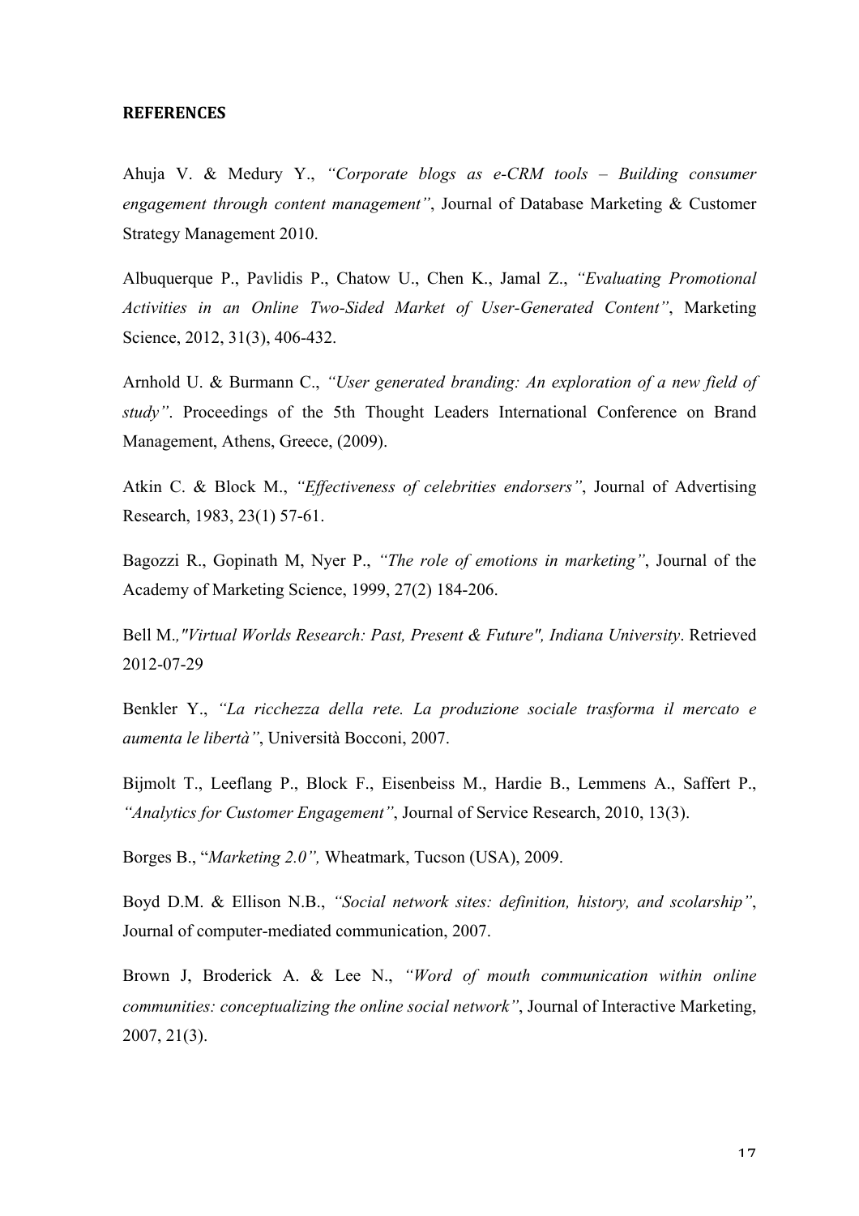**REFERENCES**

Ahuja V. & Medury Y., *"Corporate blogs as e-CRM tools – Building consumer engagement through content management"*, Journal of Database Marketing & Customer Strategy Management 2010.

Albuquerque P., Pavlidis P., Chatow U., Chen K., Jamal Z., *"Evaluating Promotional Activities in an Online Two-Sided Market of User-Generated Content"*, Marketing Science, 2012, 31(3), 406-432.

Arnhold U. & Burmann C., *"User generated branding: An exploration of a new field of study"*. Proceedings of the 5th Thought Leaders International Conference on Brand Management, Athens, Greece, (2009).

Atkin C. & Block M., *"Effectiveness of celebrities endorsers"*, Journal of Advertising Research, 1983, 23(1) 57-61.

Bagozzi R., Gopinath M, Nyer P., *"The role of emotions in marketing"*, Journal of the Academy of Marketing Science, 1999, 27(2) 184-206.

Bell M.*,"Virtual Worlds Research: Past, Present & Future", Indiana University*. Retrieved 2012-07-29

Benkler Y., *"La ricchezza della rete. La produzione sociale trasforma il mercato e aumenta le libertà"*, Università Bocconi, 2007.

Bijmolt T., Leeflang P., Block F., Eisenbeiss M., Hardie B., Lemmens A., Saffert P., *"Analytics for Customer Engagement"*, Journal of Service Research, 2010, 13(3).

Borges B., "*Marketing 2.0",* Wheatmark, Tucson (USA), 2009.

Boyd D.M. & Ellison N.B., *"Social network sites: definition, history, and scolarship"*, Journal of computer-mediated communication, 2007.

Brown J, Broderick A. & Lee N., *"Word of mouth communication within online communities: conceptualizing the online social network"*, Journal of Interactive Marketing, 2007, 21(3).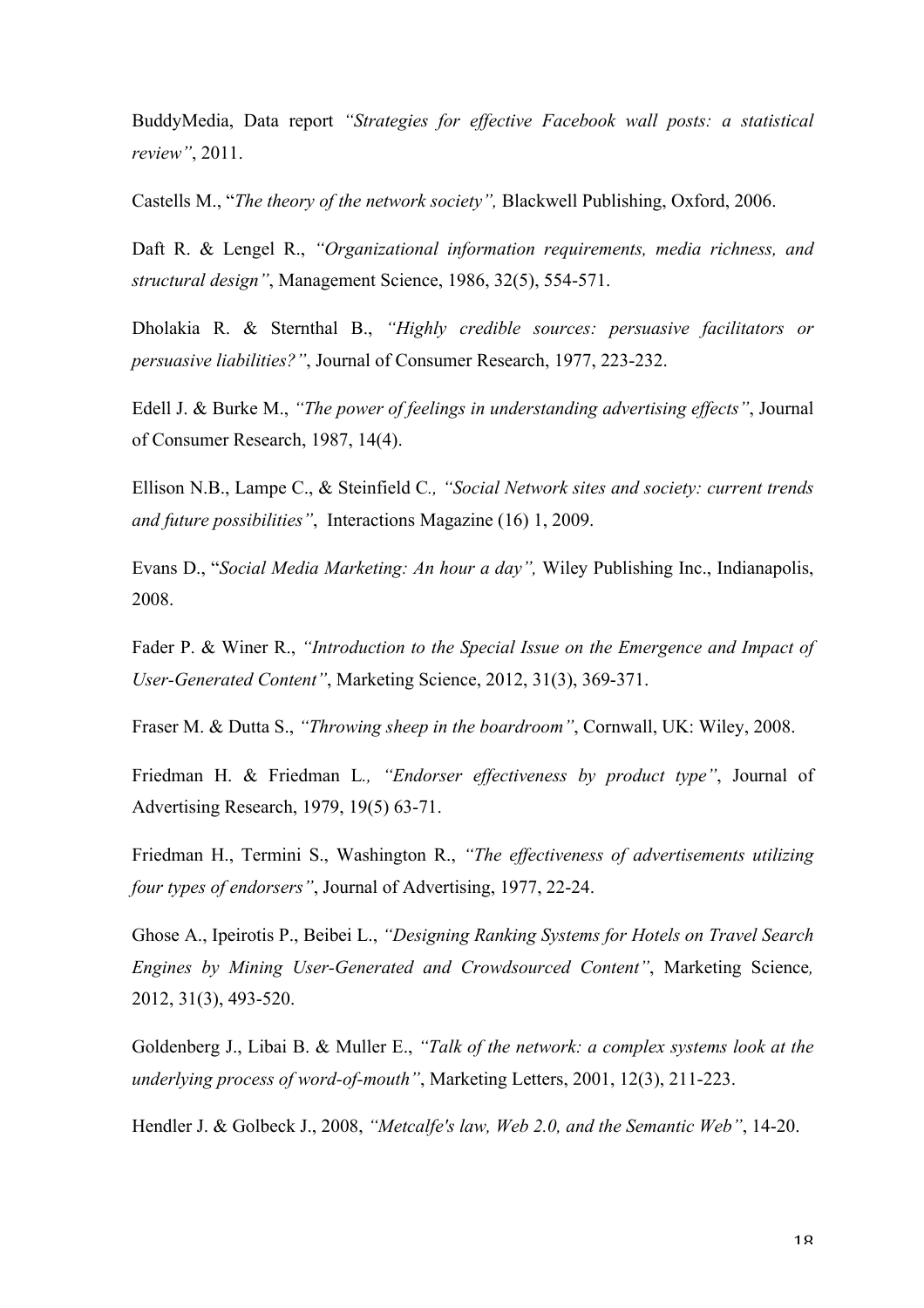BuddyMedia, Data report *"Strategies for effective Facebook wall posts: a statistical review"*, 2011.

Castells M., "*The theory of the network society",* Blackwell Publishing, Oxford, 2006.

Daft R. & Lengel R., *"Organizational information requirements, media richness, and structural design"*, Management Science, 1986, 32(5), 554-571.

Dholakia R. & Sternthal B., *"Highly credible sources: persuasive facilitators or persuasive liabilities?"*, Journal of Consumer Research, 1977, 223-232.

Edell J. & Burke M., *"The power of feelings in understanding advertising effects"*, Journal of Consumer Research, 1987, 14(4).

Ellison N.B., Lampe C., & Steinfield C*., "Social Network sites and society: current trends and future possibilities"*, Interactions Magazine (16) 1, 2009.

Evans D., "*Social Media Marketing: An hour a day",* Wiley Publishing Inc., Indianapolis, 2008.

Fader P. & Winer R., *"Introduction to the Special Issue on the Emergence and Impact of User-Generated Content"*, Marketing Science, 2012, 31(3), 369-371.

Fraser M. & Dutta S., *"Throwing sheep in the boardroom"*, Cornwall, UK: Wiley, 2008.

Friedman H. & Friedman L*., "Endorser effectiveness by product type"*, Journal of Advertising Research, 1979, 19(5) 63-71.

Friedman H., Termini S., Washington R., *"The effectiveness of advertisements utilizing four types of endorsers"*, Journal of Advertising, 1977, 22-24.

Ghose A., Ipeirotis P., Beibei L., *"Designing Ranking Systems for Hotels on Travel Search Engines by Mining User-Generated and Crowdsourced Content"*, Marketing Science*,* 2012, 31(3), 493-520.

Goldenberg J., Libai B. & Muller E., *"Talk of the network: a complex systems look at the underlying process of word-of-mouth"*, Marketing Letters, 2001, 12(3), 211-223.

Hendler J. & Golbeck J., 2008, *"Metcalfe's law, Web 2.0, and the Semantic Web"*, 14-20.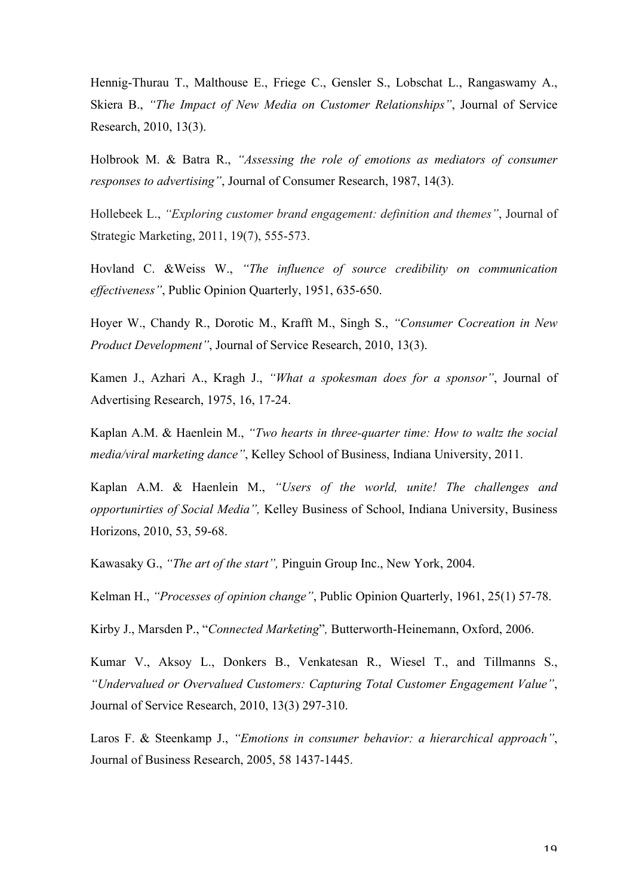Hennig-Thurau T., Malthouse E., Friege C., Gensler S., Lobschat L., Rangaswamy A., Skiera B., *"The Impact of New Media on Customer Relationships"*, Journal of Service Research, 2010, 13(3).

Holbrook M. & Batra R., *"Assessing the role of emotions as mediators of consumer responses to advertising"*, Journal of Consumer Research, 1987, 14(3).

Hollebeek L., *"Exploring customer brand engagement: definition and themes"*, Journal of Strategic Marketing, 2011, 19(7), 555-573.

Hovland C. &Weiss W., *"The influence of source credibility on communication effectiveness"*, Public Opinion Quarterly, 1951, 635-650.

Hoyer W., Chandy R., Dorotic M., Krafft M., Singh S., *"Consumer Cocreation in New Product Development"*, Journal of Service Research, 2010, 13(3).

Kamen J., Azhari A., Kragh J., *"What a spokesman does for a sponsor"*, Journal of Advertising Research, 1975, 16, 17-24.

Kaplan A.M. & Haenlein M., *"Two hearts in three-quarter time: How to waltz the social media/viral marketing dance"*, Kelley School of Business, Indiana University, 2011.

Kaplan A.M. & Haenlein M., *"Users of the world, unite! The challenges and opportunirties of Social Media",* Kelley Business of School, Indiana University, Business Horizons, 2010, 53, 59-68.

Kawasaky G., *"The art of the start",* Pinguin Group Inc., New York, 2004.

Kelman H., *"Processes of opinion change"*, Public Opinion Quarterly, 1961, 25(1) 57-78.

Kirby J., Marsden P., "*Connected Marketing*"*,* Butterworth-Heinemann, Oxford, 2006.

Kumar V., Aksoy L., Donkers B., Venkatesan R., Wiesel T., and Tillmanns S., *"Undervalued or Overvalued Customers: Capturing Total Customer Engagement Value"*, Journal of Service Research, 2010, 13(3) 297-310.

Laros F. & Steenkamp J., *"Emotions in consumer behavior: a hierarchical approach"*, Journal of Business Research, 2005, 58 1437-1445.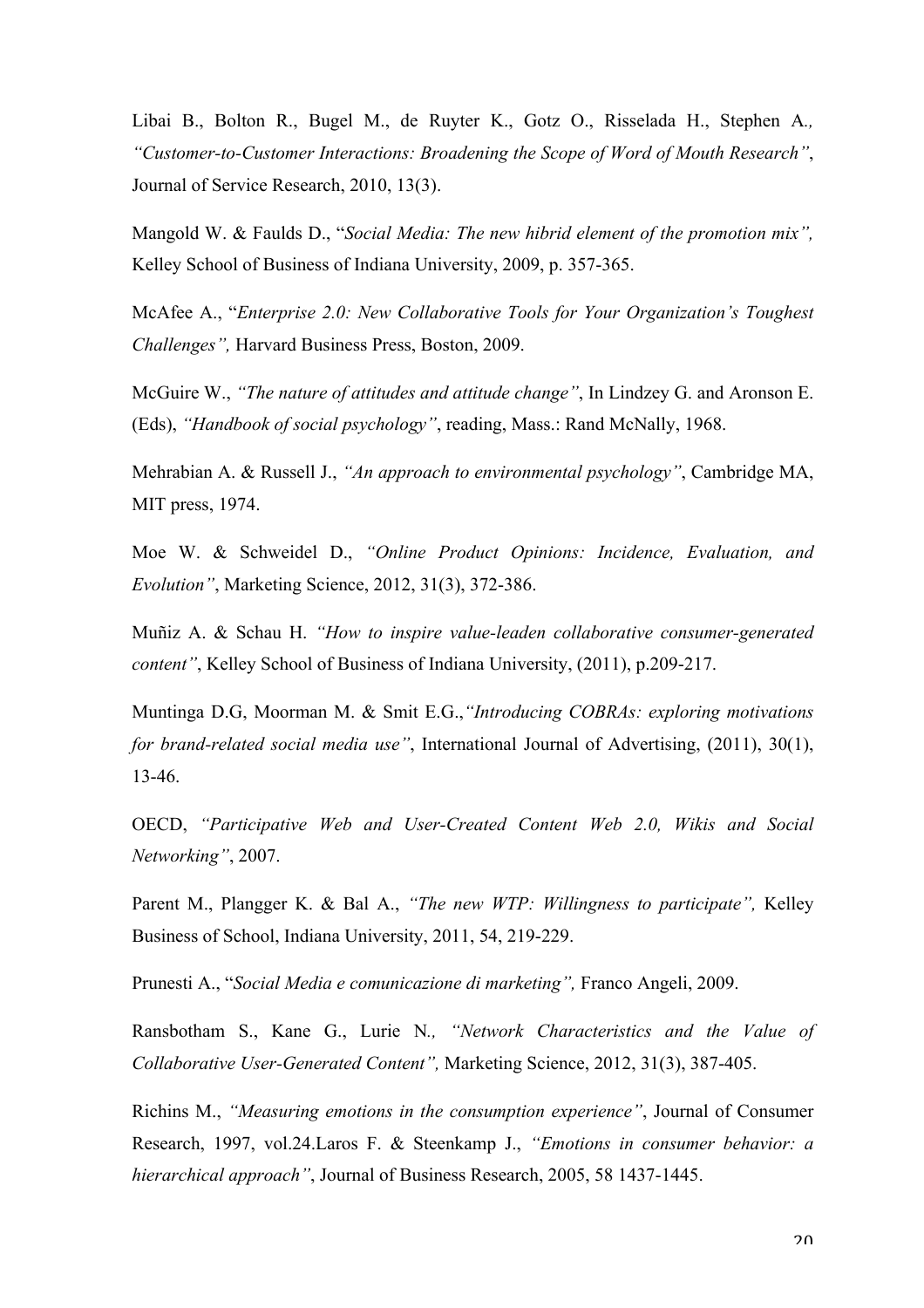Libai B., Bolton R., Bugel M., de Ruyter K., Gotz O., Risselada H., Stephen A*., "Customer-to-Customer Interactions: Broadening the Scope of Word of Mouth Research"*, Journal of Service Research, 2010, 13(3).

Mangold W. & Faulds D., "*Social Media: The new hibrid element of the promotion mix",* Kelley School of Business of Indiana University, 2009, p. 357-365.

McAfee A., "*Enterprise 2.0: New Collaborative Tools for Your Organization's Toughest Challenges",* Harvard Business Press, Boston, 2009.

McGuire W., *"The nature of attitudes and attitude change"*, In Lindzey G. and Aronson E. (Eds), *"Handbook of social psychology"*, reading, Mass.: Rand McNally, 1968.

Mehrabian A. & Russell J., *"An approach to environmental psychology"*, Cambridge MA, MIT press, 1974.

Moe W. & Schweidel D., *"Online Product Opinions: Incidence, Evaluation, and Evolution"*, Marketing Science, 2012, 31(3), 372-386.

Muñiz A. & Schau H. *"How to inspire value-leaden collaborative consumer-generated content"*, Kelley School of Business of Indiana University, (2011), p.209-217.

Muntinga D.G, Moorman M. & Smit E.G.,*"Introducing COBRAs: exploring motivations for brand-related social media use"*, International Journal of Advertising, (2011), 30(1), 13-46.

OECD, *"Participative Web and User-Created Content Web 2.0, Wikis and Social Networking"*, 2007.

Parent M., Plangger K. & Bal A., *"The new WTP: Willingness to participate",* Kelley Business of School, Indiana University, 2011, 54, 219-229.

Prunesti A., "*Social Media e comunicazione di marketing",* Franco Angeli, 2009.

Ransbotham S., Kane G., Lurie N*., "Network Characteristics and the Value of Collaborative User-Generated Content",* Marketing Science, 2012, 31(3), 387-405.

Richins M., *"Measuring emotions in the consumption experience"*, Journal of Consumer Research, 1997, vol.24.Laros F. & Steenkamp J., *"Emotions in consumer behavior: a hierarchical approach"*, Journal of Business Research, 2005, 58 1437-1445.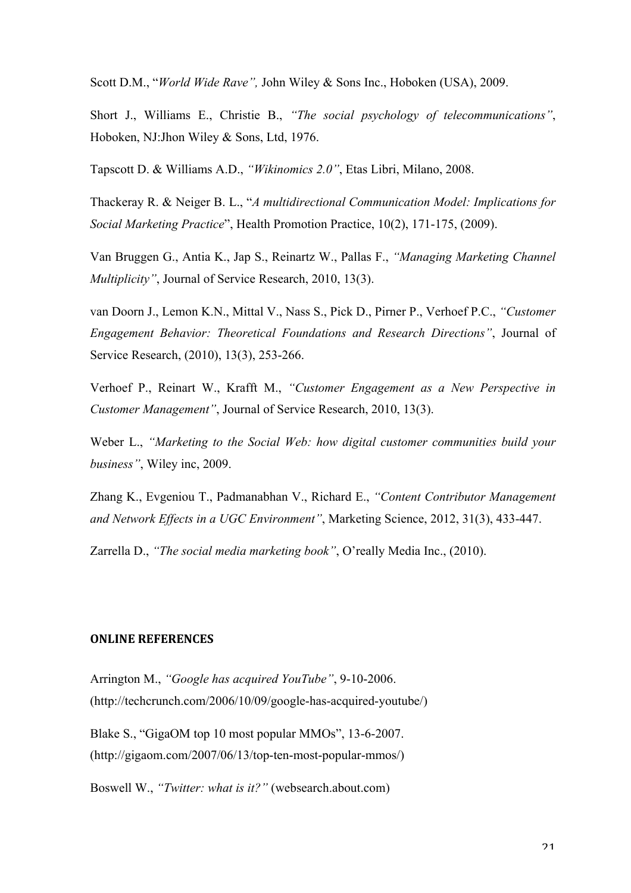Scott D.M., "*World Wide Rave",* John Wiley & Sons Inc., Hoboken (USA), 2009.

Short J., Williams E., Christie B., *"The social psychology of telecommunications"*, Hoboken, NJ:Jhon Wiley & Sons, Ltd, 1976.

Tapscott D. & Williams A.D., *"Wikinomics 2.0"*, Etas Libri, Milano, 2008.

Thackeray R. & Neiger B. L., "*A multidirectional Communication Model: Implications for Social Marketing Practice*", Health Promotion Practice, 10(2), 171-175, (2009).

Van Bruggen G., Antia K., Jap S., Reinartz W., Pallas F., *"Managing Marketing Channel Multiplicity"*, Journal of Service Research, 2010, 13(3).

van Doorn J., Lemon K.N., Mittal V., Nass S., Pick D., Pirner P., Verhoef P.C., *"Customer Engagement Behavior: Theoretical Foundations and Research Directions"*, Journal of Service Research, (2010), 13(3), 253-266.

Verhoef P., Reinart W., Krafft M., *"Customer Engagement as a New Perspective in Customer Management"*, Journal of Service Research, 2010, 13(3).

Weber L., *"Marketing to the Social Web: how digital customer communities build your business"*, Wiley inc, 2009.

Zhang K., Evgeniou T., Padmanabhan V., Richard E., *"Content Contributor Management and Network Effects in a UGC Environment"*, Marketing Science, 2012, 31(3), 433-447.

Zarrella D., *"The social media marketing book"*, O'really Media Inc., (2010).

## ONLINE REFERENCES

Arrington M., *"Google has acquired YouTube"*, 9-10-2006.
(http://techcrunch.com/2006/10/09/google-has-acquired-youtube/)

Blake S., "GigaOM top 10 most popular MMOs", 13-6-2007.
(http://gigaom.com/2007/06/13/top-ten-most-popular-mmos/)

Boswell W., *"Twitter: what is it?"* (websearch.about.com)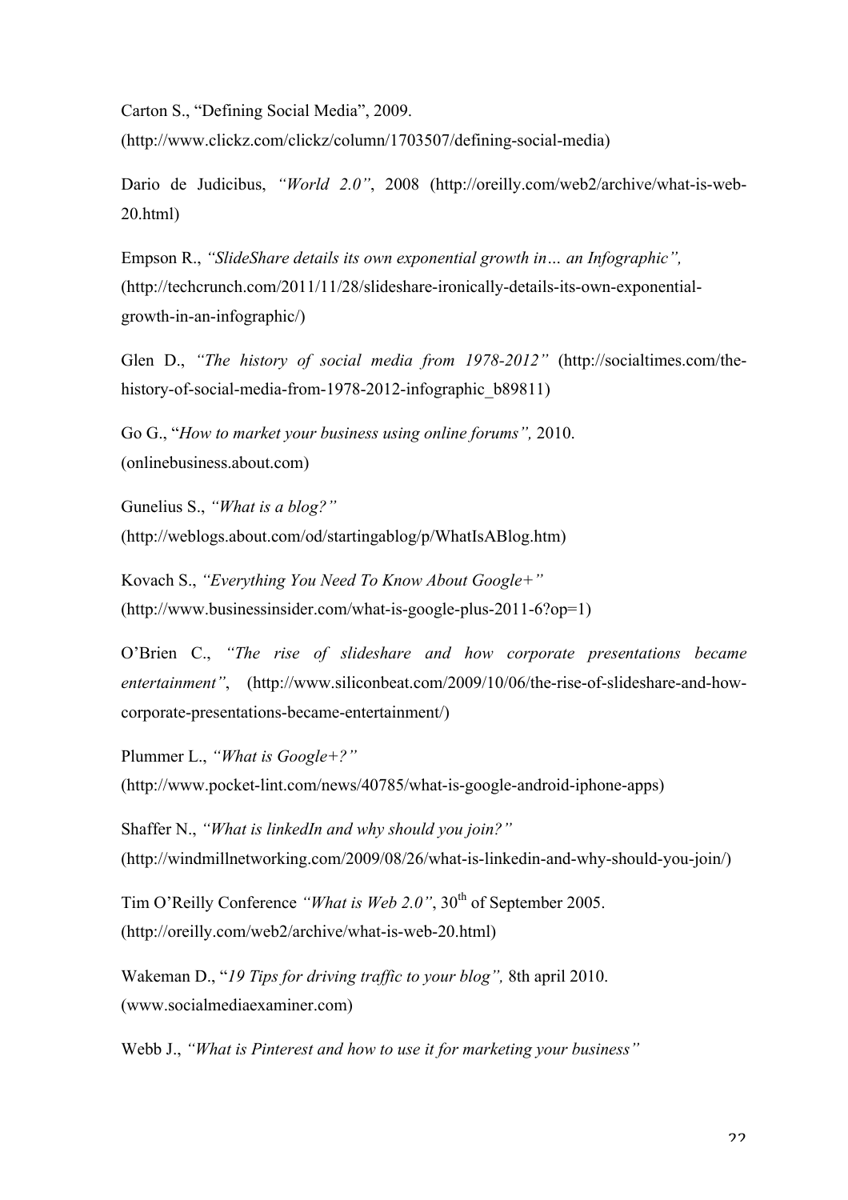Carton S., “Defining Social Media”, 2009. (http://www.clickz.com/clickz/column/1703507/defining-social-media)

Dario de Judicibus, *“World 2.0”*, 2008 (http://oreilly.com/web2/archive/what-is-web-20.html)

Empson R., *“SlideShare details its own exponential growth in… an Infographic”,* (http://techcrunch.com/2011/11/28/slideshare-ironically-details-its-own-exponential-growth-in-an-infographic/)

Glen D., *“The history of social media from 1978-2012”* (http://socialtimes.com/the-history-of-social-media-from-1978-2012-infographic_b89811)

Go G., “*How to market your business using online forums”,* 2010. (onlinebusiness.about.com)

Gunelius S., *“What is a blog?”* (http://weblogs.about.com/od/startingablog/p/WhatIsABlog.htm)

Kovach S., *“Everything You Need To Know About Google+”* (http://www.businessinsider.com/what-is-google-plus-2011-6?op=1)

O’Brien C., *“The rise of slideshare and how corporate presentations became entertainment”*, (http://www.siliconbeat.com/2009/10/06/the-rise-of-slideshare-and-how-corporate-presentations-became-entertainment/)

Plummer L., *“What is Google+?”* (http://www.pocket-lint.com/news/40785/what-is-google-android-iphone-apps)

Shaffer N., *“What is linkedIn and why should you join?”* (http://windmillnetworking.com/2009/08/26/what-is-linkedin-and-why-should-you-join/)

Tim O’Reilly Conference *“What is Web 2.0”*, 30th of September 2005. (http://oreilly.com/web2/archive/what-is-web-20.html)

Wakeman D., “*19 Tips for driving traffic to your blog”,* 8th april 2010. (www.socialmediaexaminer.com)

Webb J., *“What is Pinterest and how to use it for marketing your business”*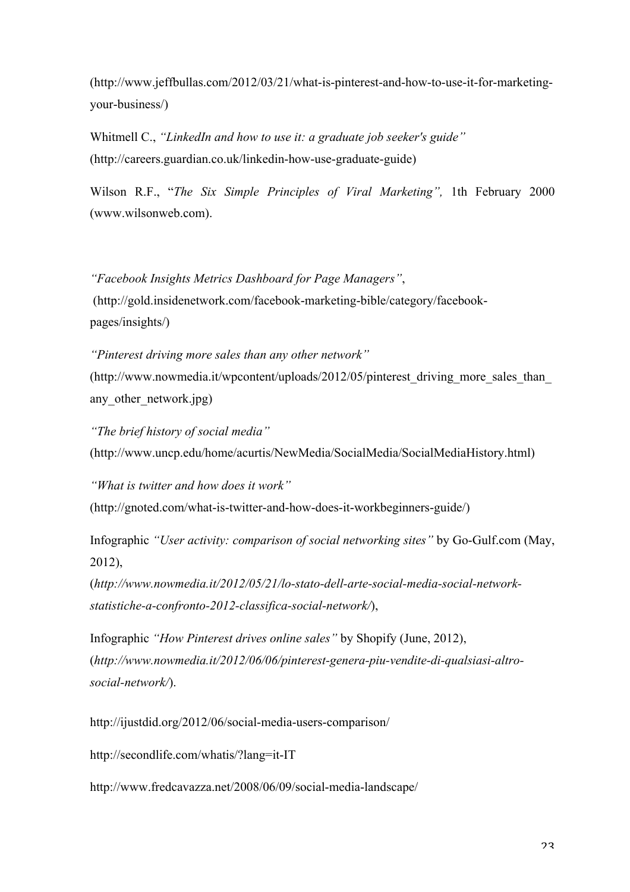(http://www.jeffbullas.com/2012/03/21/what-is-pinterest-and-how-to-use-it-for-marketing-your-business/)

Whitmell C., *"LinkedIn and how to use it: a graduate job seeker's guide"* (http://careers.guardian.co.uk/linkedin-how-use-graduate-guide)

Wilson R.F., "*The Six Simple Principles of Viral Marketing",* 1th February 2000 (www.wilsonweb.com).

*"Facebook Insights Metrics Dashboard for Page Managers"*, (http://gold.insidenetwork.com/facebook-marketing-bible/category/facebook-pages/insights/)

*"Pinterest driving more sales than any other network"* (http://www.nowmedia.it/wpcontent/uploads/2012/05/pinterest_driving_more_sales_than_any_other_network.jpg)

*"The brief history of social media"* (http://www.uncp.edu/home/acurtis/NewMedia/SocialMedia/SocialMediaHistory.html)

*"What is twitter and how does it work"* (http://gnoted.com/what-is-twitter-and-how-does-it-workbeginners-guide/)

Infographic *"User activity: comparison of social networking sites"* by Go-Gulf.com (May, 2012), (*http://www.nowmedia.it/2012/05/21/lo-stato-dell-arte-social-media-social-network-statistiche-a-confronto-2012-classifica-social-network/*),

Infographic *"How Pinterest drives online sales"* by Shopify (June, 2012), (*http://www.nowmedia.it/2012/06/06/pinterest-genera-piu-vendite-di-qualsiasi-altro-social-network/*).

http://ijustdid.org/2012/06/social-media-users-comparison/

http://secondlife.com/whatis/?lang=it-IT

http://www.fredcavazza.net/2008/06/09/social-media-landscape/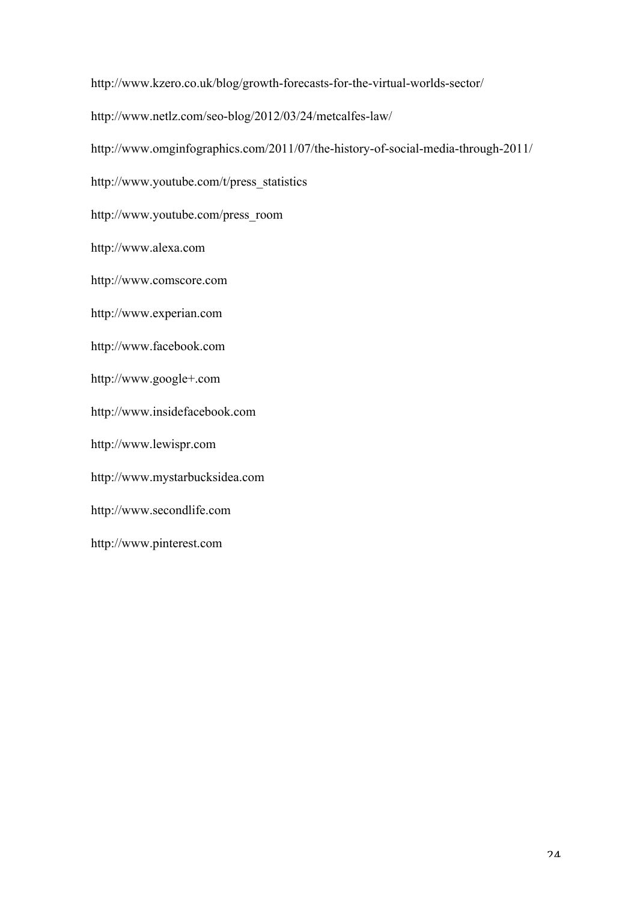http://www.kzero.co.uk/blog/growth-forecasts-for-the-virtual-worlds-sector/

http://www.netlz.com/seo-blog/2012/03/24/metcalfes-law/

http://www.omginfographics.com/2011/07/the-history-of-social-media-through-2011/

http://www.youtube.com/t/press_statistics

http://www.youtube.com/press_room

http://www.alexa.com

http://www.comscore.com

http://www.experian.com

http://www.facebook.com

http://www.google+.com

http://www.insidefacebook.com

http://www.lewispr.com

http://www.mystarbucksidea.com

http://www.secondlife.com

http://www.pinterest.com